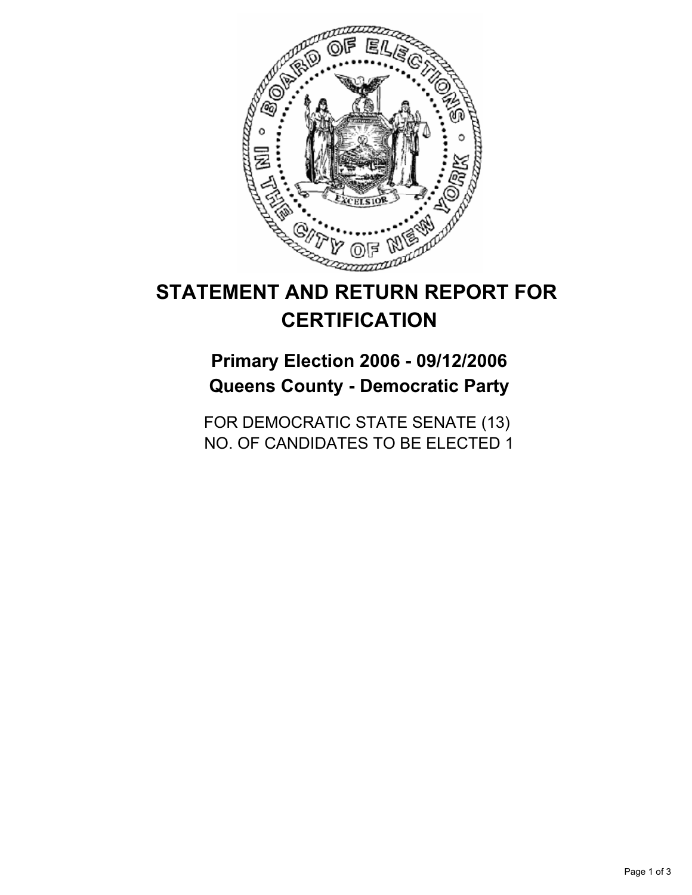# STATEMENT AND RETURN REPORT FOR CERTIFICATION

## Primary Election 2006 - 09/12/2006
## Queens County - Democratic Party

FOR DEMOCRATIC STATE SENATE (13)
NO. OF CANDIDATES TO BE ELECTED 1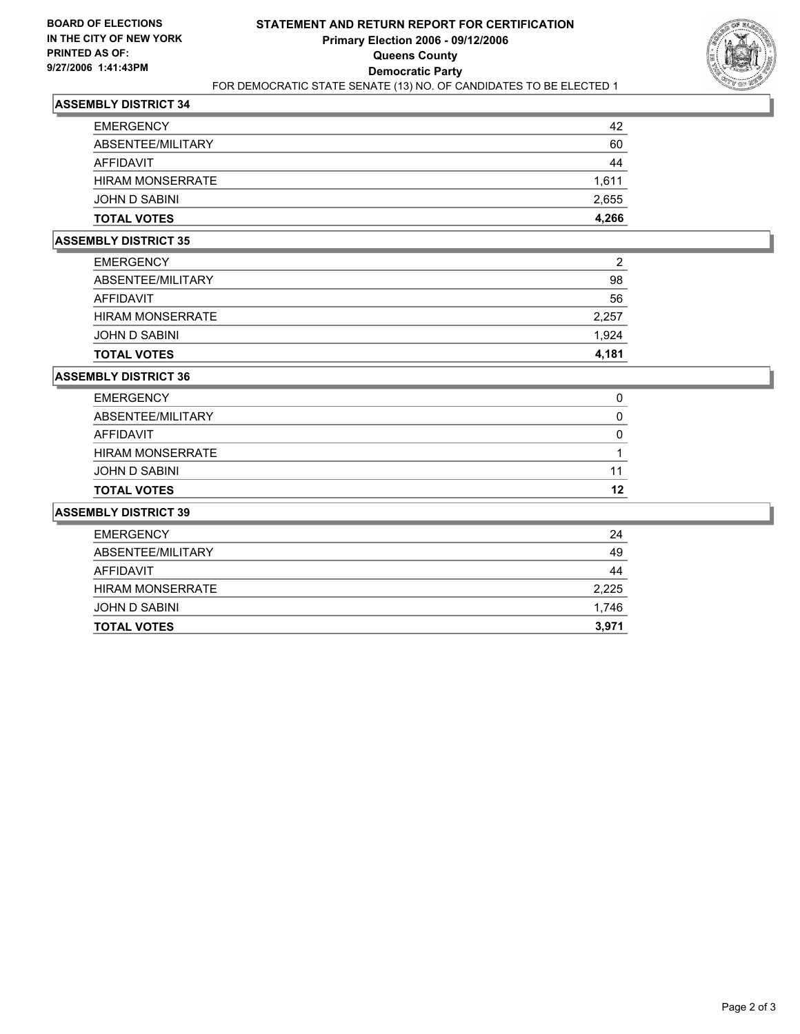**BOARD OF ELECTIONS**
**IN THE CITY OF NEW YORK**
**PRINTED AS OF:**
**9/27/2006 1:41:43PM**

# STATEMENT AND RETURN REPORT FOR CERTIFICATION
## Primary Election 2006 - 09/12/2006
## Queens County
## Democratic Party
FOR DEMOCRATIC STATE SENATE (13) NO. OF CANDIDATES TO BE ELECTED 1

### ASSEMBLY DISTRICT 34

| | |
|---|---|
| EMERGENCY | 42 |
| ABSENTEE/MILITARY | 60 |
| AFFIDAVIT | 44 |
| HIRAM MONSERRATE | 1,611 |
| JOHN D SABINI | 2,655 |
| **TOTAL VOTES** | **4,266** |

### ASSEMBLY DISTRICT 35

| | |
|---|---|
| EMERGENCY | 2 |
| ABSENTEE/MILITARY | 98 |
| AFFIDAVIT | 56 |
| HIRAM MONSERRATE | 2,257 |
| JOHN D SABINI | 1,924 |
| **TOTAL VOTES** | **4,181** |

### ASSEMBLY DISTRICT 36

| | |
|---|---|
| EMERGENCY | 0 |
| ABSENTEE/MILITARY | 0 |
| AFFIDAVIT | 0 |
| HIRAM MONSERRATE | 1 |
| JOHN D SABINI | 11 |
| **TOTAL VOTES** | **12** |

### ASSEMBLY DISTRICT 39

| | |
|---|---|
| EMERGENCY | 24 |
| ABSENTEE/MILITARY | 49 |
| AFFIDAVIT | 44 |
| HIRAM MONSERRATE | 2,225 |
| JOHN D SABINI | 1,746 |
| **TOTAL VOTES** | **3,971** |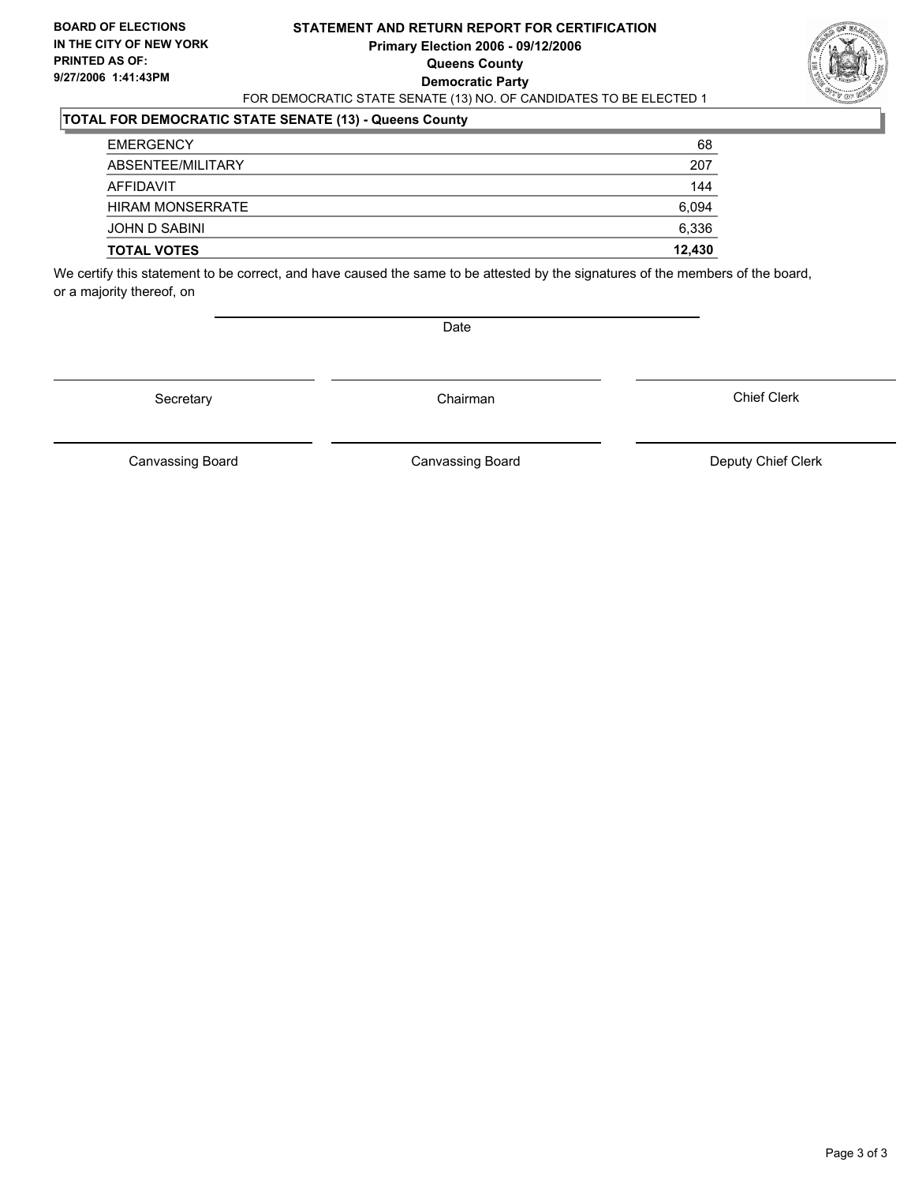**BOARD OF ELECTIONS IN THE CITY OF NEW YORK**
**PRINTED AS OF:**
**9/27/2006 1:41:43PM**

# STATEMENT AND RETURN REPORT FOR CERTIFICATION
## Primary Election 2006 - 09/12/2006
## Queens County
## Democratic Party

FOR DEMOCRATIC STATE SENATE (13) NO. OF CANDIDATES TO BE ELECTED 1

### TOTAL FOR DEMOCRATIC STATE SENATE (13) - Queens County

| | |
|---|---|
| EMERGENCY | 68 |
| ABSENTEE/MILITARY | 207 |
| AFFIDAVIT | 144 |
| HIRAM MONSERRATE | 6,094 |
| JOHN D SABINI | 6,336 |
| **TOTAL VOTES** | **12,430** |

We certify this statement to be correct, and have caused the same to be attested by the signatures of the members of the board, or a majority thereof, on

Date

Secretary

Chairman

Chief Clerk

Canvassing Board

Canvassing Board

Deputy Chief Clerk